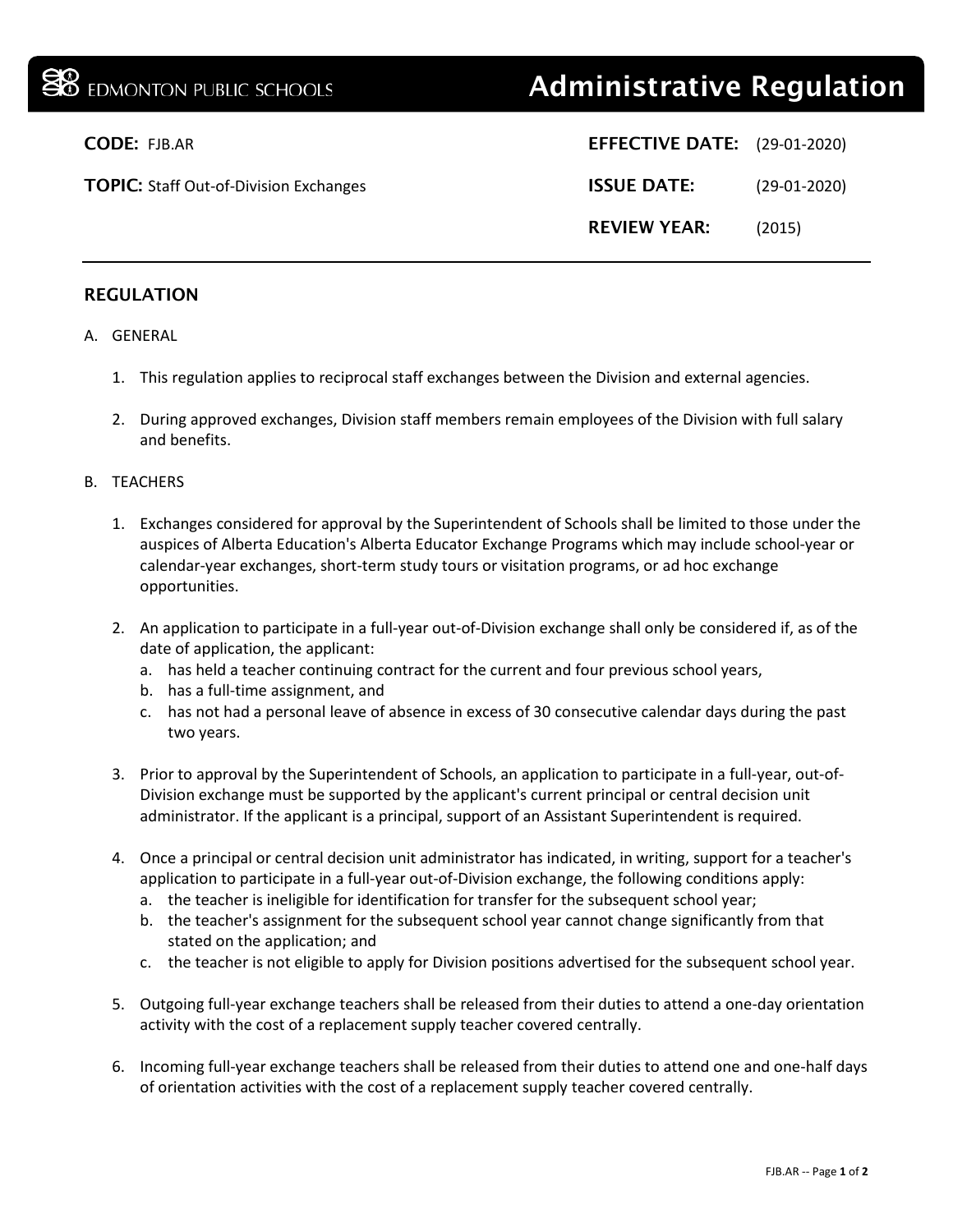EDMONTON PUBLIC SCHOOLS

# Administrative Regulation

| | | | |
|---|---|---|---|
| **CODE:** FJB.AR | | **EFFECTIVE DATE:** | (29-01-2020) |
| **TOPIC:** Staff Out-of-Division Exchanges | | **ISSUE DATE:** | (29-01-2020) |
| | | **REVIEW YEAR:** | (2015) |

## REGULATION

A. GENERAL

1. This regulation applies to reciprocal staff exchanges between the Division and external agencies.

2. During approved exchanges, Division staff members remain employees of the Division with full salary and benefits.

B. TEACHERS

1. Exchanges considered for approval by the Superintendent of Schools shall be limited to those under the auspices of Alberta Education's Alberta Educator Exchange Programs which may include school-year or calendar-year exchanges, short-term study tours or visitation programs, or ad hoc exchange opportunities.

2. An application to participate in a full-year out-of-Division exchange shall only be considered if, as of the date of application, the applicant:
   a. has held a teacher continuing contract for the current and four previous school years,
   b. has a full-time assignment, and
   c. has not had a personal leave of absence in excess of 30 consecutive calendar days during the past two years.

3. Prior to approval by the Superintendent of Schools, an application to participate in a full-year, out-of-Division exchange must be supported by the applicant's current principal or central decision unit administrator. If the applicant is a principal, support of an Assistant Superintendent is required.

4. Once a principal or central decision unit administrator has indicated, in writing, support for a teacher's application to participate in a full-year out-of-Division exchange, the following conditions apply:
   a. the teacher is ineligible for identification for transfer for the subsequent school year;
   b. the teacher's assignment for the subsequent school year cannot change significantly from that stated on the application; and
   c. the teacher is not eligible to apply for Division positions advertised for the subsequent school year.

5. Outgoing full-year exchange teachers shall be released from their duties to attend a one-day orientation activity with the cost of a replacement supply teacher covered centrally.

6. Incoming full-year exchange teachers shall be released from their duties to attend one and one-half days of orientation activities with the cost of a replacement supply teacher covered centrally.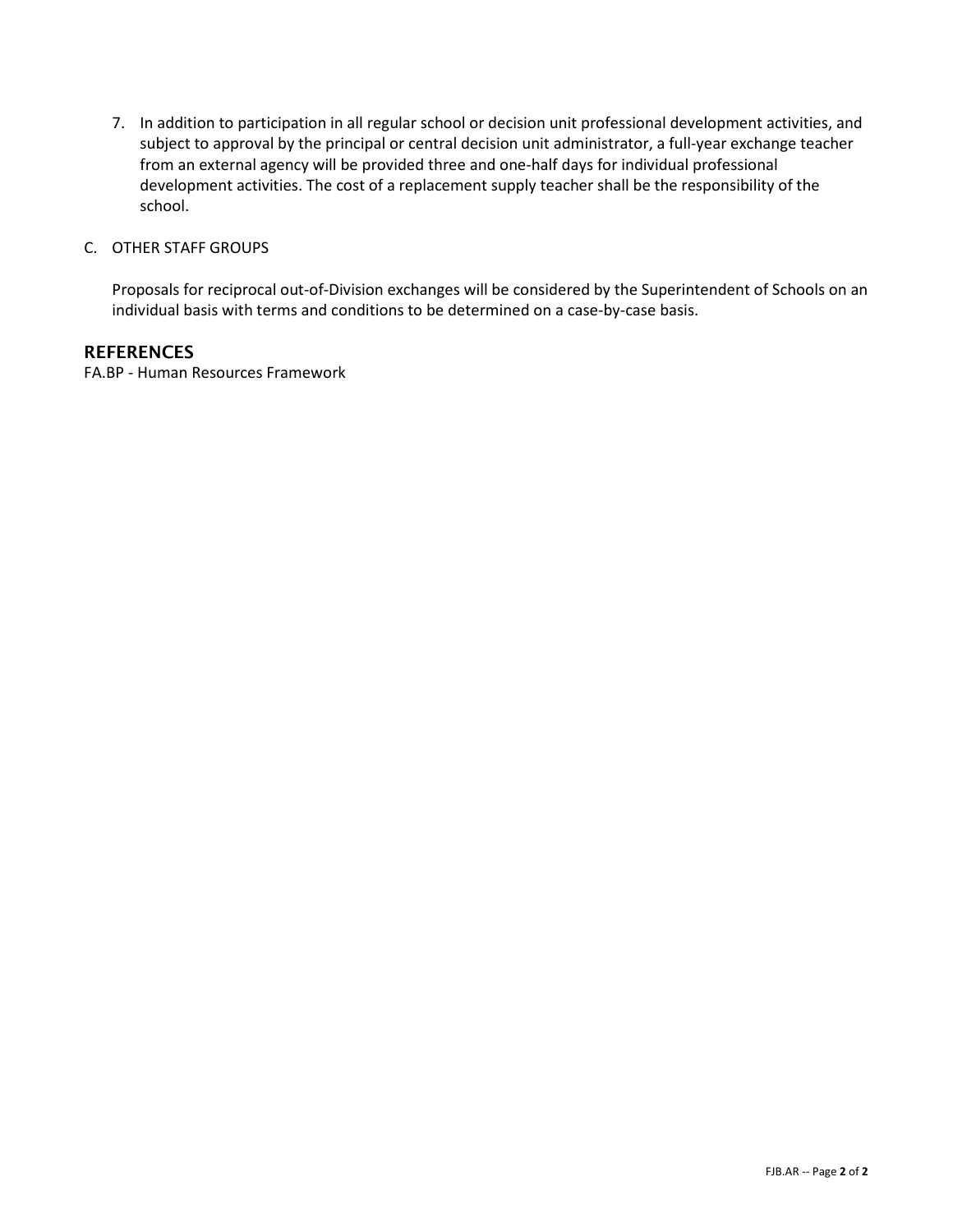7. In addition to participation in all regular school or decision unit professional development activities, and subject to approval by the principal or central decision unit administrator, a full-year exchange teacher from an external agency will be provided three and one-half days for individual professional development activities. The cost of a replacement supply teacher shall be the responsibility of the school.

C. OTHER STAFF GROUPS

Proposals for reciprocal out-of-Division exchanges will be considered by the Superintendent of Schools on an individual basis with terms and conditions to be determined on a case-by-case basis.

## REFERENCES

FA.BP - Human Resources Framework